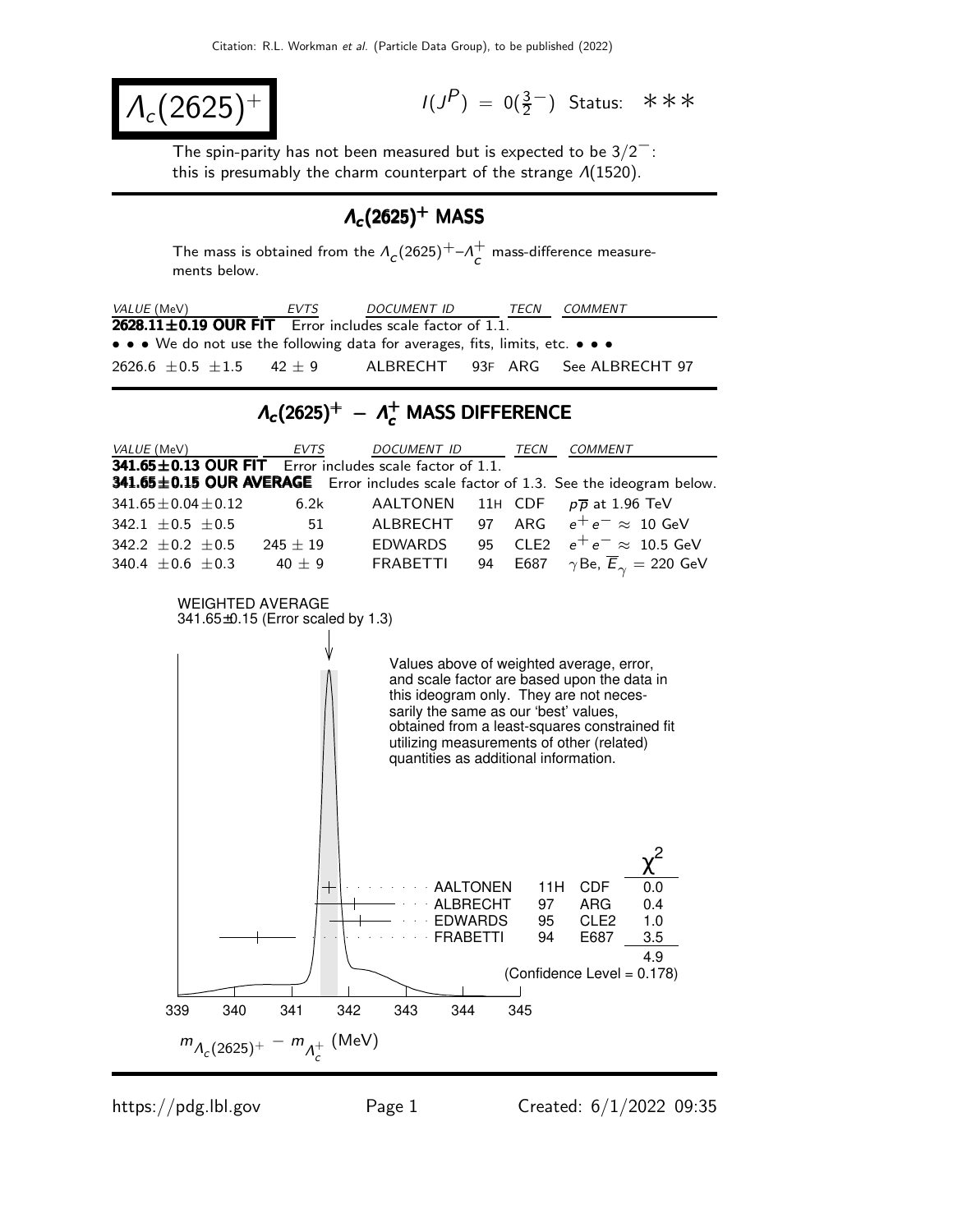# $\Lambda_c(2625)^+$

$I(J^P) = 0(\frac{3}{2}^-)$ Status: ∗∗∗

The spin-parity has not been measured but is expected to be $3/2^-$: this is presumably the charm counterpart of the strange $\Lambda(1520)$.

## $\Lambda_c(2625)^+$ MASS

The mass is obtained from the $\Lambda_c(2625)^+$–$\Lambda_c^+$ mass-difference measurements below.

| *VALUE* (MeV) | *EVTS* | *DOCUMENT ID* | | *TECN* | *COMMENT* |
|---|---|---|---|---|---|
| **2628.11±0.19 OUR FIT** | Error includes scale factor of 1.1. | | | | |
| • • • We do not use the following data for averages, fits, limits, etc. • • • | | | | | |
| 2626.6 ±0.5 ±1.5 | 42 ± 9 | ALBRECHT | 93F | ARG | See ALBRECHT 97 |

## $\Lambda_c(2625)^+ - \Lambda_c^+$ MASS DIFFERENCE

| *VALUE* (MeV) | *EVTS* | *DOCUMENT ID* | | *TECN* | *COMMENT* |
|---|---|---|---|---|---|
| **341.65±0.13 OUR FIT** | Error includes scale factor of 1.1. | | | | |
| **341.65±0.15 OUR AVERAGE** | Error includes scale factor of 1.3. See the ideogram below. | | | | |
| 341.65±0.04±0.12 | 6.2k | AALTONEN | 11H | CDF | $p\overline{p}$ at 1.96 TeV |
| 342.1 ±0.5 ±0.5 | 51 | ALBRECHT | 97 | ARG | $e^+e^- \approx$ 10 GeV |
| 342.2 ±0.2 ±0.5 | 245 ± 19 | EDWARDS | 95 | CLE2 | $e^+e^- \approx$ 10.5 GeV |
| 340.4 ±0.6 ±0.3 | 40 ± 9 | FRABETTI | 94 | E687 | $\gamma$Be, $\overline{E}_\gamma$ = 220 GeV |

WEIGHTED AVERAGE
341.65±0.15 (Error scaled by 1.3)

Values above of weighted average, error, and scale factor are based upon the data in this ideogram only. They are not necessarily the same as our 'best' values, obtained from a least-squares constrained fit utilizing measurements of other (related) quantities as additional information.

| | | | $\chi^2$ |
|---|---|---|---|
| AALTONEN | 11H | CDF | 0.0 |
| ALBRECHT | 97 | ARG | 0.4 |
| EDWARDS | 95 | CLE2 | 1.0 |
| FRABETTI | 94 | E687 | 3.5 |
| | | | 4.9 |

(Confidence Level = 0.178)

$m_{\Lambda_c(2625)^+} - m_{\Lambda_c^+}$ (MeV)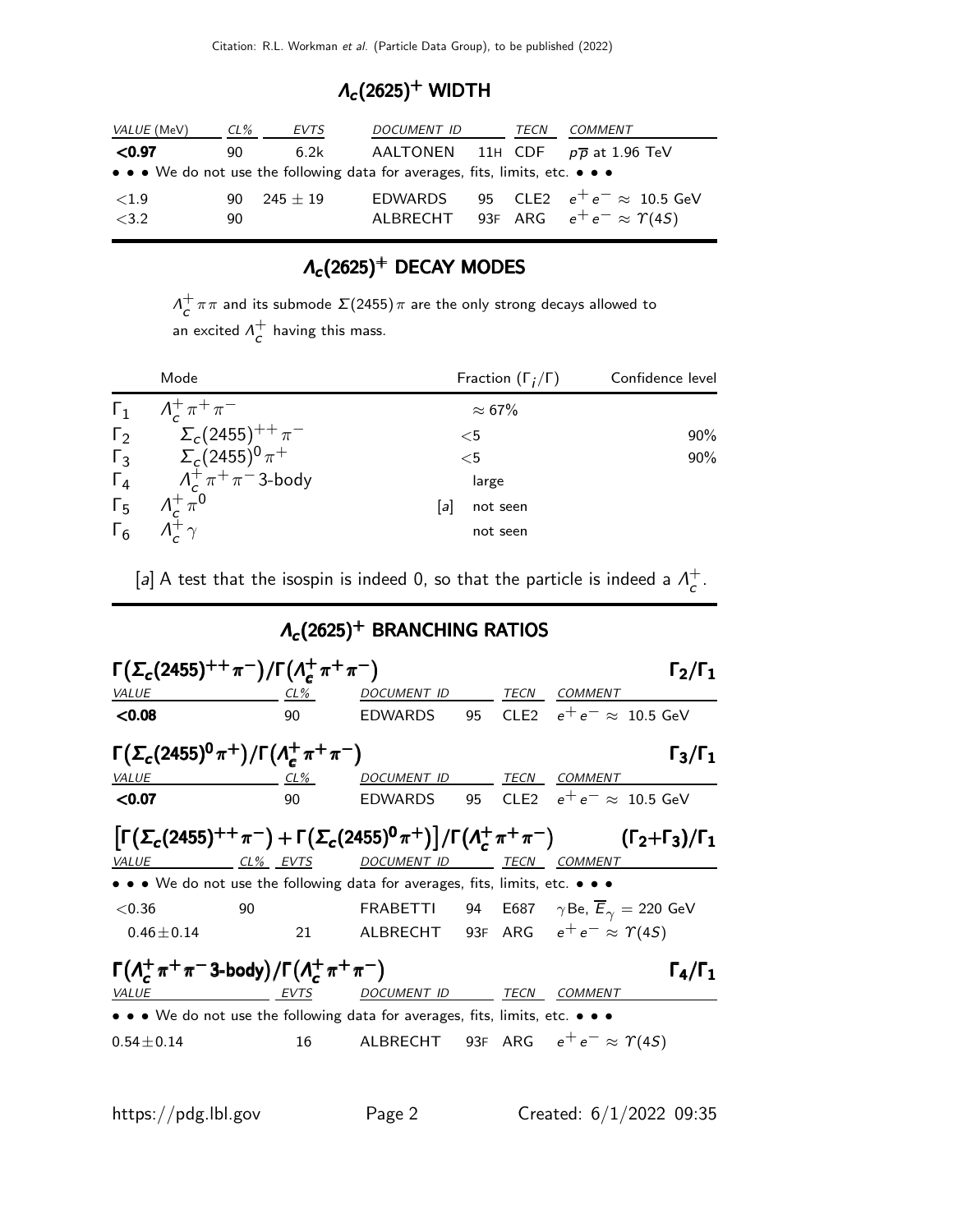## $\Lambda_c(2625)^+$ WIDTH

| VALUE (MeV) | CL% | EVTS | DOCUMENT ID | | TECN | COMMENT |
|---|---|---|---|---|---|---|
| **<0.97** | 90 | 6.2k | AALTONEN | 11H | CDF | $p\overline{p}$ at 1.96 TeV |
| • • • We do not use the following data for averages, fits, limits, etc. • • • | | | | | | |
| $<1.9$ | 90 | $245 \pm 19$ | EDWARDS | 95 | CLE2 | $e^+e^- \approx$ 10.5 GeV |
| $<3.2$ | 90 | | ALBRECHT | 93F | ARG | $e^+e^- \approx \Upsilon(4S)$ |

## $\Lambda_c(2625)^+$ DECAY MODES

$\Lambda_c^+\pi\pi$ and its submode $\Sigma(2455)\pi$ are the only strong decays allowed to an excited $\Lambda_c^+$ having this mass.

| | Mode | Fraction ($\Gamma_i/\Gamma$) | Confidence level |
|---|---|---|---|
| $\Gamma_1$ | $\Lambda_c^+\pi^+\pi^-$ | $\approx 67\%$ | |
| $\Gamma_2$ | $\Sigma_c(2455)^{++}\pi^-$ | $<5$ | 90% |
| $\Gamma_3$ | $\Sigma_c(2455)^0\pi^+$ | $<5$ | 90% |
| $\Gamma_4$ | $\Lambda_c^+\pi^+\pi^-$ 3-body | large | |
| $\Gamma_5$ | $\Lambda_c^+\pi^0$ | [a] not seen | |
| $\Gamma_6$ | $\Lambda_c^+\gamma$ | not seen | |

[a] A test that the isospin is indeed 0, so that the particle is indeed a $\Lambda_c^+$.

## $\Lambda_c(2625)^+$ BRANCHING RATIOS

### $\Gamma(\Sigma_c(2455)^{++}\pi^-)/\Gamma(\Lambda_c^+\pi^+\pi^-)$ — $\Gamma_2/\Gamma_1$

| VALUE | CL% | DOCUMENT ID | | TECN | COMMENT |
|---|---|---|---|---|---|
| **<0.08** | 90 | EDWARDS | 95 | CLE2 | $e^+e^- \approx$ 10.5 GeV |

### $\Gamma(\Sigma_c(2455)^0\pi^+)/\Gamma(\Lambda_c^+\pi^+\pi^-)$ — $\Gamma_3/\Gamma_1$

| VALUE | CL% | DOCUMENT ID | | TECN | COMMENT |
|---|---|---|---|---|---|
| **<0.07** | 90 | EDWARDS | 95 | CLE2 | $e^+e^- \approx$ 10.5 GeV |

### $\left[\Gamma(\Sigma_c(2455)^{++}\pi^-) + \Gamma(\Sigma_c(2455)^0\pi^+)\right]/\Gamma(\Lambda_c^+\pi^+\pi^-)$ — $(\Gamma_2+\Gamma_3)/\Gamma_1$

| VALUE | CL% | EVTS | DOCUMENT ID | | TECN | COMMENT |
|---|---|---|---|---|---|---|
| • • • We do not use the following data for averages, fits, limits, etc. • • • | | | | | | |
| $<0.36$ | 90 | | FRABETTI | 94 | E687 | $\gamma$Be, $\overline{E}_\gamma = 220$ GeV |
| $0.46 \pm 0.14$ | | 21 | ALBRECHT | 93F | ARG | $e^+e^- \approx \Upsilon(4S)$ |

### $\Gamma(\Lambda_c^+\pi^+\pi^-\text{ 3-body})/\Gamma(\Lambda_c^+\pi^+\pi^-)$ — $\Gamma_4/\Gamma_1$

| VALUE | EVTS | DOCUMENT ID | | TECN | COMMENT |
|---|---|---|---|---|---|
| • • • We do not use the following data for averages, fits, limits, etc. • • • | | | | | |
| $0.54 \pm 0.14$ | 16 | ALBRECHT | 93F | ARG | $e^+e^- \approx \Upsilon(4S)$ |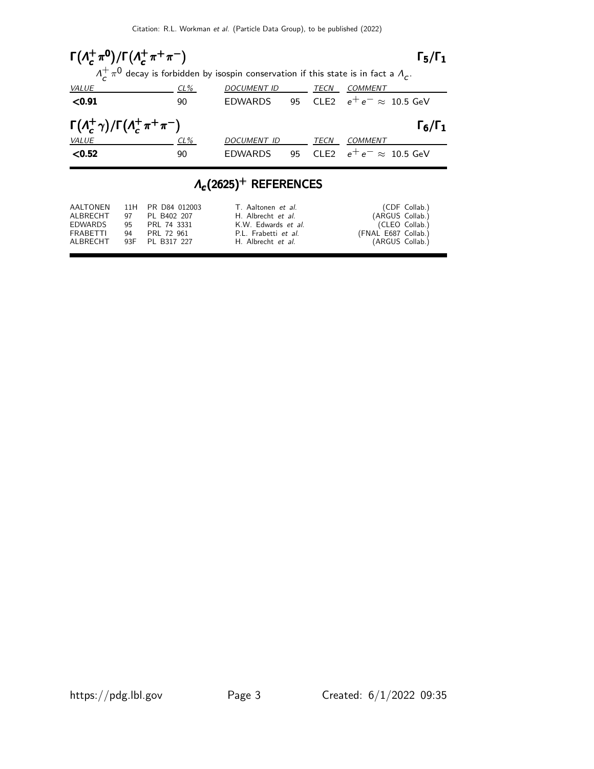### $\Gamma(\Lambda_c^+ \pi^0)/\Gamma(\Lambda_c^+ \pi^+ \pi^-)$ $\Gamma_5/\Gamma_1$

$\Lambda_c^+ \pi^0$ decay is forbidden by isospin conservation if this state is in fact a $\Lambda_c$.

| *VALUE* | *CL%* | *DOCUMENT ID* | | *TECN* | *COMMENT* |
|---|---|---|---|---|---|
| **<0.91** | 90 | EDWARDS | 95 | CLE2 | $e^+ e^- \approx$ 10.5 GeV |

### $\Gamma(\Lambda_c^+ \gamma)/\Gamma(\Lambda_c^+ \pi^+ \pi^-)$ $\Gamma_6/\Gamma_1$

| *VALUE* | *CL%* | *DOCUMENT ID* | | *TECN* | *COMMENT* |
|---|---|---|---|---|---|
| **<0.52** | 90 | EDWARDS | 95 | CLE2 | $e^+ e^- \approx$ 10.5 GeV |

## $\Lambda_c(2625)^+$ REFERENCES

| | | | | |
|---|---|---|---|---|
| AALTONEN | 11H | PR D84 012003 | T. Aaltonen *et al.* | (CDF Collab.) |
| ALBRECHT | 97 | PL B402 207 | H. Albrecht *et al.* | (ARGUS Collab.) |
| EDWARDS | 95 | PRL 74 3331 | K.W. Edwards *et al.* | (CLEO Collab.) |
| FRABETTI | 94 | PRL 72 961 | P.L. Frabetti *et al.* | (FNAL E687 Collab.) |
| ALBRECHT | 93F | PL B317 227 | H. Albrecht *et al.* | (ARGUS Collab.) |